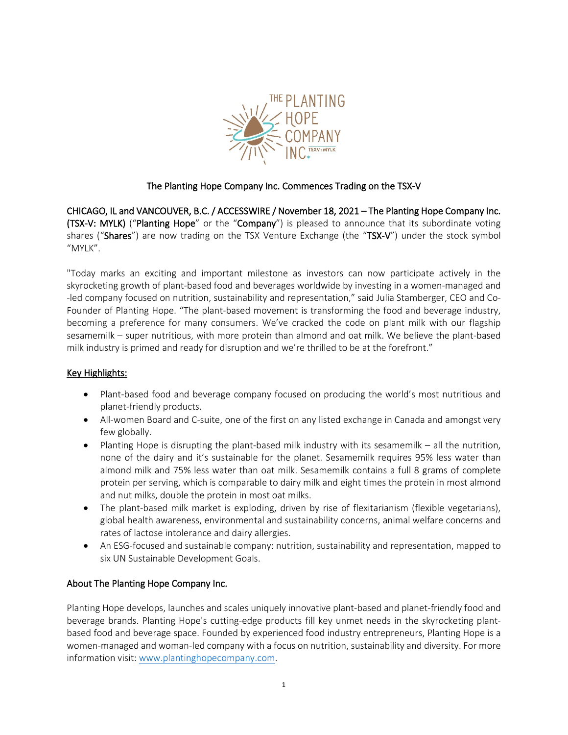# The Planting Hope Company Inc. Commences Trading on the TSX-V

**CHICAGO, IL and VANCOUVER, B.C. / ACCESSWIRE / November 18, 2021 – The Planting Hope Company Inc. (TSX-V: MYLK)** ("**Planting Hope**" or the "**Company**") is pleased to announce that its subordinate voting shares ("**Shares**") are now trading on the TSX Venture Exchange (the "**TSX-V**") under the stock symbol "MYLK".

"Today marks an exciting and important milestone as investors can now participate actively in the skyrocketing growth of plant-based food and beverages worldwide by investing in a women-managed and -led company focused on nutrition, sustainability and representation," said Julia Stamberger, CEO and Co-Founder of Planting Hope. "The plant-based movement is transforming the food and beverage industry, becoming a preference for many consumers. We've cracked the code on plant milk with our flagship sesamemilk – super nutritious, with more protein than almond and oat milk. We believe the plant-based milk industry is primed and ready for disruption and we're thrilled to be at the forefront."

## Key Highlights:

- Plant-based food and beverage company focused on producing the world's most nutritious and planet-friendly products.
- All-women Board and C-suite, one of the first on any listed exchange in Canada and amongst very few globally.
- Planting Hope is disrupting the plant-based milk industry with its sesamemilk – all the nutrition, none of the dairy and it's sustainable for the planet. Sesamemilk requires 95% less water than almond milk and 75% less water than oat milk. Sesamemilk contains a full 8 grams of complete protein per serving, which is comparable to dairy milk and eight times the protein in most almond and nut milks, double the protein in most oat milks.
- The plant-based milk market is exploding, driven by rise of flexitarianism (flexible vegetarians), global health awareness, environmental and sustainability concerns, animal welfare concerns and rates of lactose intolerance and dairy allergies.
- An ESG-focused and sustainable company: nutrition, sustainability and representation, mapped to six UN Sustainable Development Goals.

## About The Planting Hope Company Inc.

Planting Hope develops, launches and scales uniquely innovative plant-based and planet-friendly food and beverage brands. Planting Hope's cutting-edge products fill key unmet needs in the skyrocketing plant-based food and beverage space. Founded by experienced food industry entrepreneurs, Planting Hope is a women-managed and woman-led company with a focus on nutrition, sustainability and diversity. For more information visit: www.plantinghopecompany.com.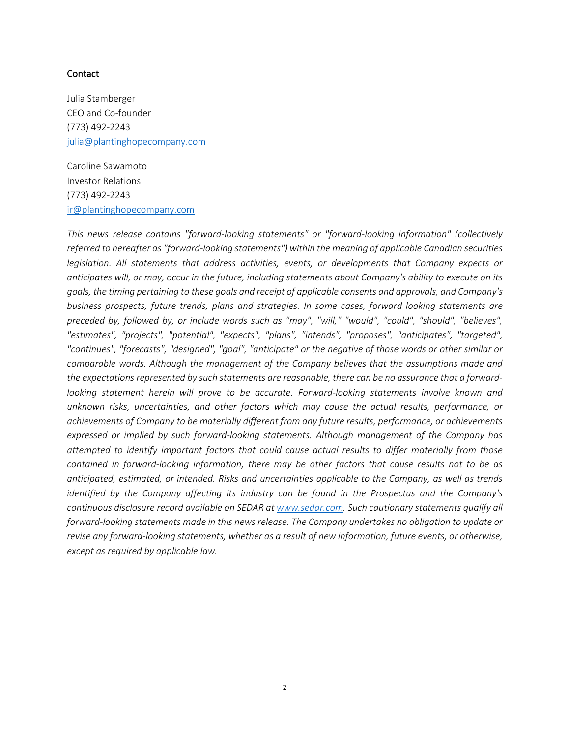Contact

Julia Stamberger
CEO and Co-founder
(773) 492-2243
[julia@plantinghopecompany.com](mailto:julia@plantinghopecompany.com)

Caroline Sawamoto
Investor Relations
(773) 492-2243
[ir@plantinghopecompany.com](mailto:ir@plantinghopecompany.com)

*This news release contains "forward-looking statements" or "forward-looking information" (collectively referred to hereafter as "forward-looking statements") within the meaning of applicable Canadian securities legislation. All statements that address activities, events, or developments that Company expects or anticipates will, or may, occur in the future, including statements about Company's ability to execute on its goals, the timing pertaining to these goals and receipt of applicable consents and approvals, and Company's business prospects, future trends, plans and strategies. In some cases, forward looking statements are preceded by, followed by, or include words such as "may", "will," "would", "could", "should", "believes", "estimates", "projects", "potential", "expects", "plans", "intends", "proposes", "anticipates", "targeted", "continues", "forecasts", "designed", "goal", "anticipate" or the negative of those words or other similar or comparable words. Although the management of the Company believes that the assumptions made and the expectations represented by such statements are reasonable, there can be no assurance that a forward-looking statement herein will prove to be accurate. Forward-looking statements involve known and unknown risks, uncertainties, and other factors which may cause the actual results, performance, or achievements of Company to be materially different from any future results, performance, or achievements expressed or implied by such forward-looking statements. Although management of the Company has attempted to identify important factors that could cause actual results to differ materially from those contained in forward-looking information, there may be other factors that cause results not to be as anticipated, estimated, or intended. Risks and uncertainties applicable to the Company, as well as trends identified by the Company affecting its industry can be found in the Prospectus and the Company's continuous disclosure record available on SEDAR at [www.sedar.com](http://www.sedar.com). Such cautionary statements qualify all forward-looking statements made in this news release. The Company undertakes no obligation to update or revise any forward-looking statements, whether as a result of new information, future events, or otherwise, except as required by applicable law.*